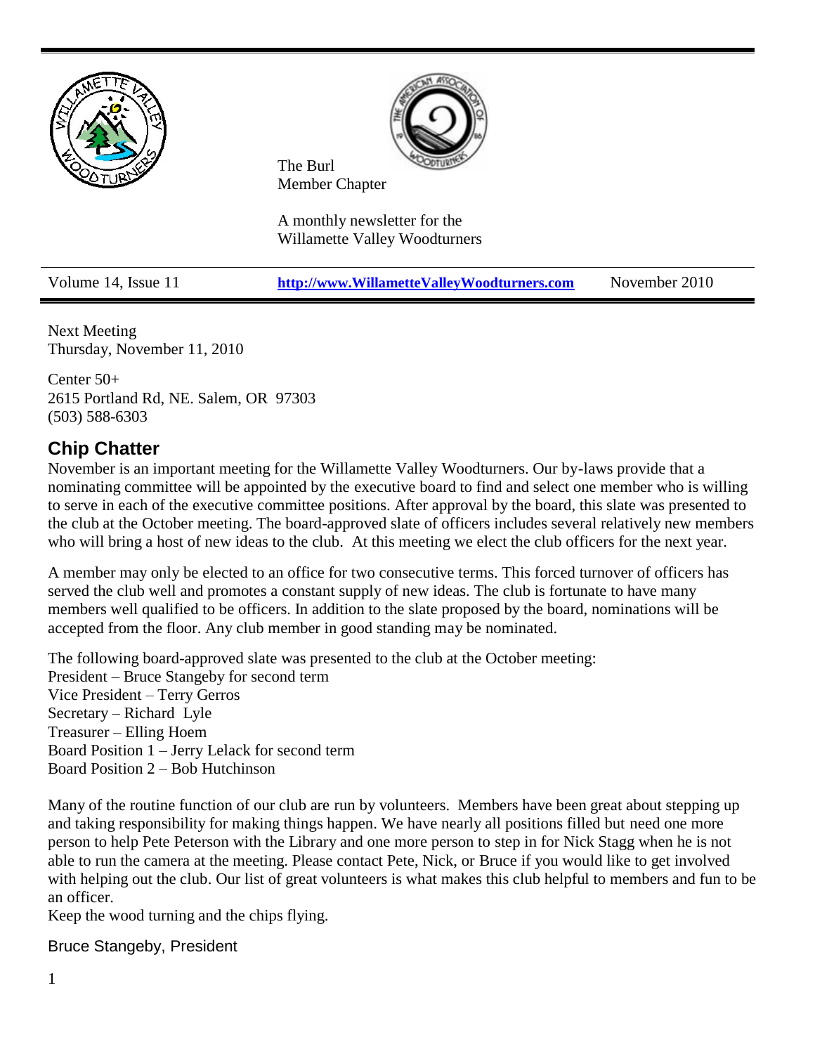The Burl
Member Chapter

A monthly newsletter for the Willamette Valley Woodturners

| Volume 14, Issue 11 | http://www.WillametteValleyWoodturners.com | November 2010 |
|---|---|---|

Next Meeting
Thursday, November 11, 2010

Center 50+
2615 Portland Rd, NE. Salem, OR 97303
(503) 588-6303

## Chip Chatter

November is an important meeting for the Willamette Valley Woodturners. Our by-laws provide that a nominating committee will be appointed by the executive board to find and select one member who is willing to serve in each of the executive committee positions. After approval by the board, this slate was presented to the club at the October meeting. The board-approved slate of officers includes several relatively new members who will bring a host of new ideas to the club. At this meeting we elect the club officers for the next year.

A member may only be elected to an office for two consecutive terms. This forced turnover of officers has served the club well and promotes a constant supply of new ideas. The club is fortunate to have many members well qualified to be officers. In addition to the slate proposed by the board, nominations will be accepted from the floor. Any club member in good standing may be nominated.

The following board-approved slate was presented to the club at the October meeting:
President – Bruce Stangeby for second term
Vice President – Terry Gerros
Secretary – Richard Lyle
Treasurer – Elling Hoem
Board Position 1 – Jerry Lelack for second term
Board Position 2 – Bob Hutchinson

Many of the routine function of our club are run by volunteers. Members have been great about stepping up and taking responsibility for making things happen. We have nearly all positions filled but need one more person to help Pete Peterson with the Library and one more person to step in for Nick Stagg when he is not able to run the camera at the meeting. Please contact Pete, Nick, or Bruce if you would like to get involved with helping out the club. Our list of great volunteers is what makes this club helpful to members and fun to be an officer.
Keep the wood turning and the chips flying.

Bruce Stangeby, President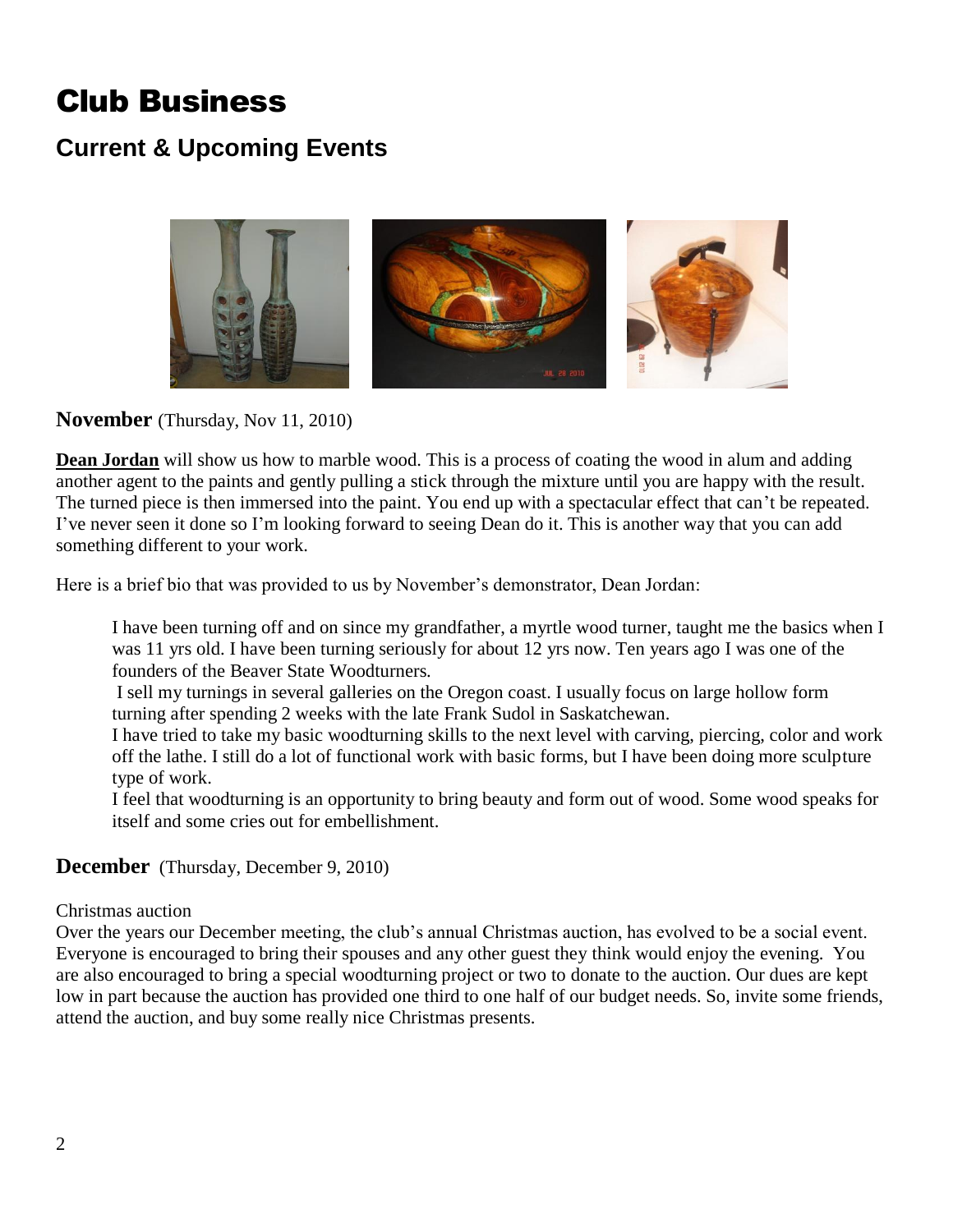# Club Business

## Current & Upcoming Events

**November** (Thursday, Nov 11, 2010)

**Dean Jordan** will show us how to marble wood. This is a process of coating the wood in alum and adding another agent to the paints and gently pulling a stick through the mixture until you are happy with the result. The turned piece is then immersed into the paint. You end up with a spectacular effect that can't be repeated. I've never seen it done so I'm looking forward to seeing Dean do it. This is another way that you can add something different to your work.

Here is a brief bio that was provided to us by November's demonstrator, Dean Jordan:

> I have been turning off and on since my grandfather, a myrtle wood turner, taught me the basics when I was 11 yrs old. I have been turning seriously for about 12 yrs now. Ten years ago I was one of the founders of the Beaver State Woodturners.
>
> I sell my turnings in several galleries on the Oregon coast. I usually focus on large hollow form turning after spending 2 weeks with the late Frank Sudol in Saskatchewan.
>
> I have tried to take my basic woodturning skills to the next level with carving, piercing, color and work off the lathe. I still do a lot of functional work with basic forms, but I have been doing more sculpture type of work.
>
> I feel that woodturning is an opportunity to bring beauty and form out of wood. Some wood speaks for itself and some cries out for embellishment.

**December** (Thursday, December 9, 2010)

Christmas auction

Over the years our December meeting, the club's annual Christmas auction, has evolved to be a social event. Everyone is encouraged to bring their spouses and any other guest they think would enjoy the evening. You are also encouraged to bring a special woodturning project or two to donate to the auction. Our dues are kept low in part because the auction has provided one third to one half of our budget needs. So, invite some friends, attend the auction, and buy some really nice Christmas presents.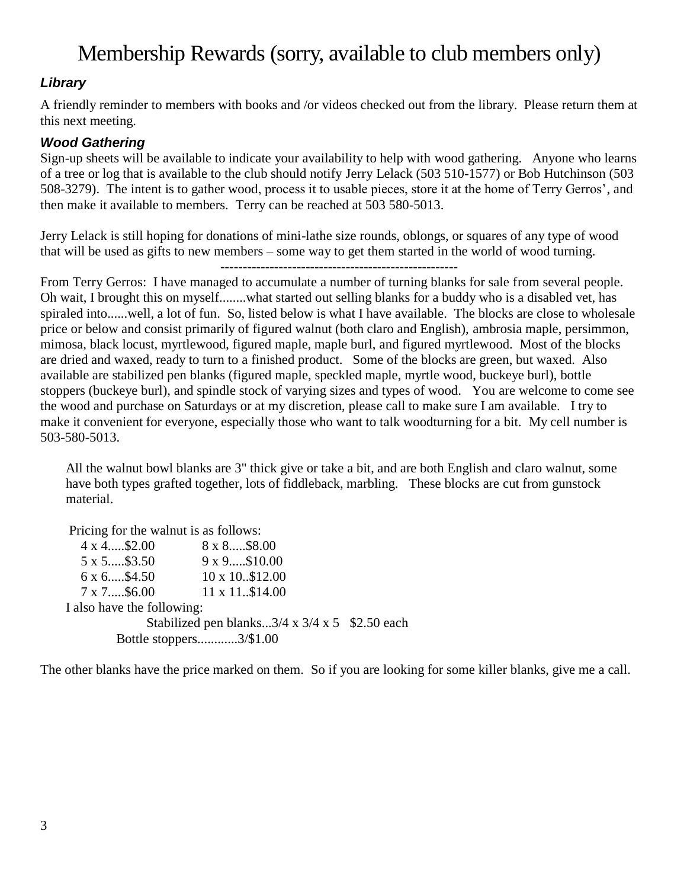# Membership Rewards (sorry, available to club members only)

### *Library*

A friendly reminder to members with books and /or videos checked out from the library. Please return them at this next meeting.

### *Wood Gathering*

Sign-up sheets will be available to indicate your availability to help with wood gathering. Anyone who learns of a tree or log that is available to the club should notify Jerry Lelack (503 510-1577) or Bob Hutchinson (503 508-3279). The intent is to gather wood, process it to usable pieces, store it at the home of Terry Gerros', and then make it available to members. Terry can be reached at 503 580-5013.

Jerry Lelack is still hoping for donations of mini-lathe size rounds, oblongs, or squares of any type of wood that will be used as gifts to new members – some way to get them started in the world of wood turning.

-----------------------------------------------------

From Terry Gerros: I have managed to accumulate a number of turning blanks for sale from several people. Oh wait, I brought this on myself........what started out selling blanks for a buddy who is a disabled vet, has spiraled into......well, a lot of fun. So, listed below is what I have available. The blocks are close to wholesale price or below and consist primarily of figured walnut (both claro and English), ambrosia maple, persimmon, mimosa, black locust, myrtlewood, figured maple, maple burl, and figured myrtlewood. Most of the blocks are dried and waxed, ready to turn to a finished product. Some of the blocks are green, but waxed. Also available are stabilized pen blanks (figured maple, speckled maple, myrtle wood, buckeye burl), bottle stoppers (buckeye burl), and spindle stock of varying sizes and types of wood. You are welcome to come see the wood and purchase on Saturdays or at my discretion, please call to make sure I am available. I try to make it convenient for everyone, especially those who want to talk woodturning for a bit. My cell number is 503-580-5013.

All the walnut bowl blanks are 3" thick give or take a bit, and are both English and claro walnut, some have both types grafted together, lots of fiddleback, marbling. These blocks are cut from gunstock material.

Pricing for the walnut is as follows:

| | |
|---|---|
| 4 x 4.....$2.00 | 8 x 8.....$8.00 |
| 5 x 5.....$3.50 | 9 x 9.....$10.00 |
| 6 x 6.....$4.50 | 10 x 10..$12.00 |
| 7 x 7.....$6.00 | 11 x 11..$14.00 |

I also have the following:

Stabilized pen blanks...3/4 x 3/4 x 5 $2.50 each

Bottle stoppers............3/$1.00

The other blanks have the price marked on them. So if you are looking for some killer blanks, give me a call.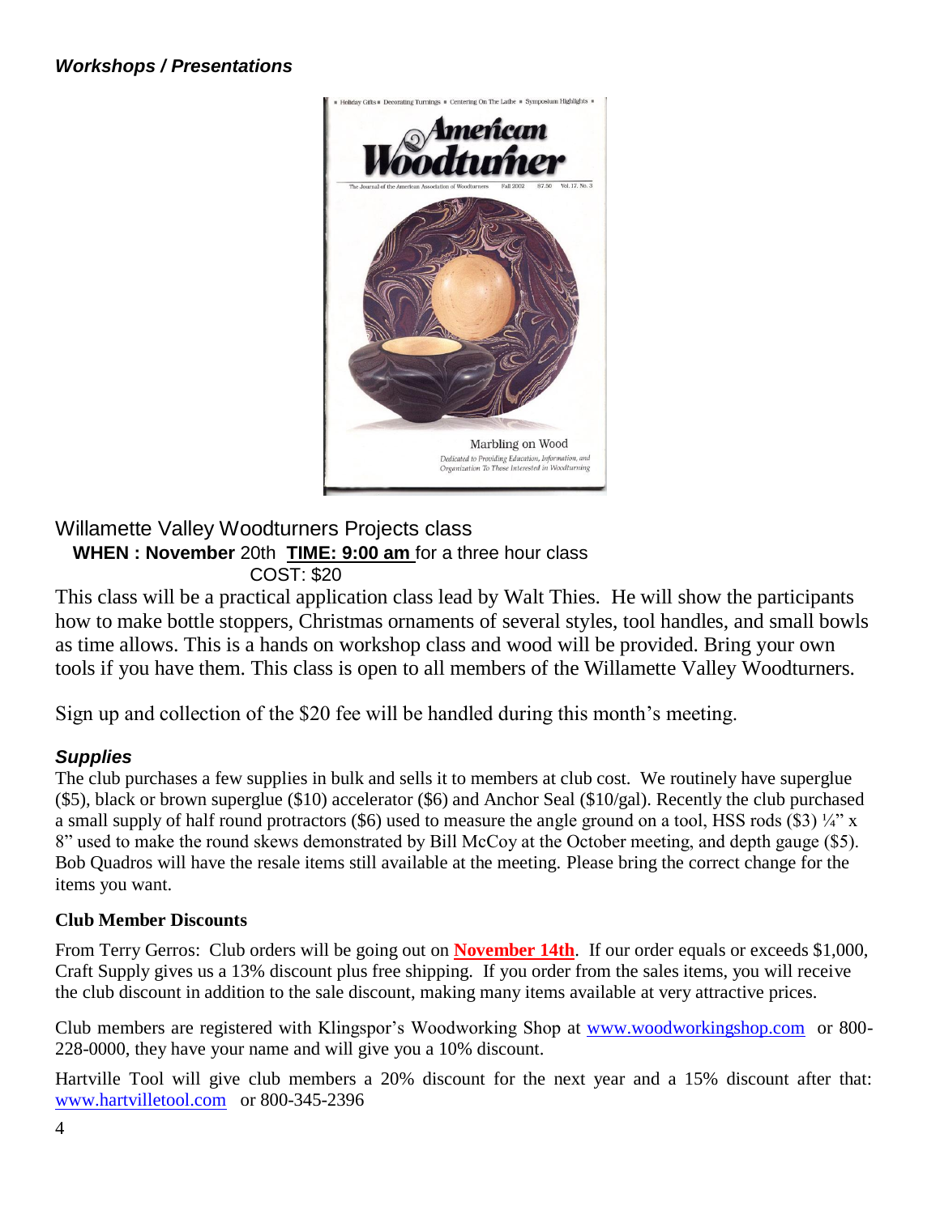***Workshops / Presentations***

Willamette Valley Woodturners Projects class

**WHEN : November** 20th **TIME: 9:00 am** for a three hour class

COST: $20

This class will be a practical application class lead by Walt Thies. He will show the participants how to make bottle stoppers, Christmas ornaments of several styles, tool handles, and small bowls as time allows. This is a hands on workshop class and wood will be provided. Bring your own tools if you have them. This class is open to all members of the Willamette Valley Woodturners.

Sign up and collection of the $20 fee will be handled during this month's meeting.

***Supplies***

The club purchases a few supplies in bulk and sells it to members at club cost. We routinely have superglue ($5), black or brown superglue ($10) accelerator ($6) and Anchor Seal ($10/gal). Recently the club purchased a small supply of half round protractors ($6) used to measure the angle ground on a tool, HSS rods ($3) ¼" x 8" used to make the round skews demonstrated by Bill McCoy at the October meeting, and depth gauge ($5). Bob Quadros will have the resale items still available at the meeting. Please bring the correct change for the items you want.

**Club Member Discounts**

From Terry Gerros: Club orders will be going out on **November 14th**. If our order equals or exceeds $1,000, Craft Supply gives us a 13% discount plus free shipping. If you order from the sales items, you will receive the club discount in addition to the sale discount, making many items available at very attractive prices.

Club members are registered with Klingspor's Woodworking Shop at www.woodworkingshop.com or 800-228-0000, they have your name and will give you a 10% discount.

Hartville Tool will give club members a 20% discount for the next year and a 15% discount after that: www.hartvilletool.com or 800-345-2396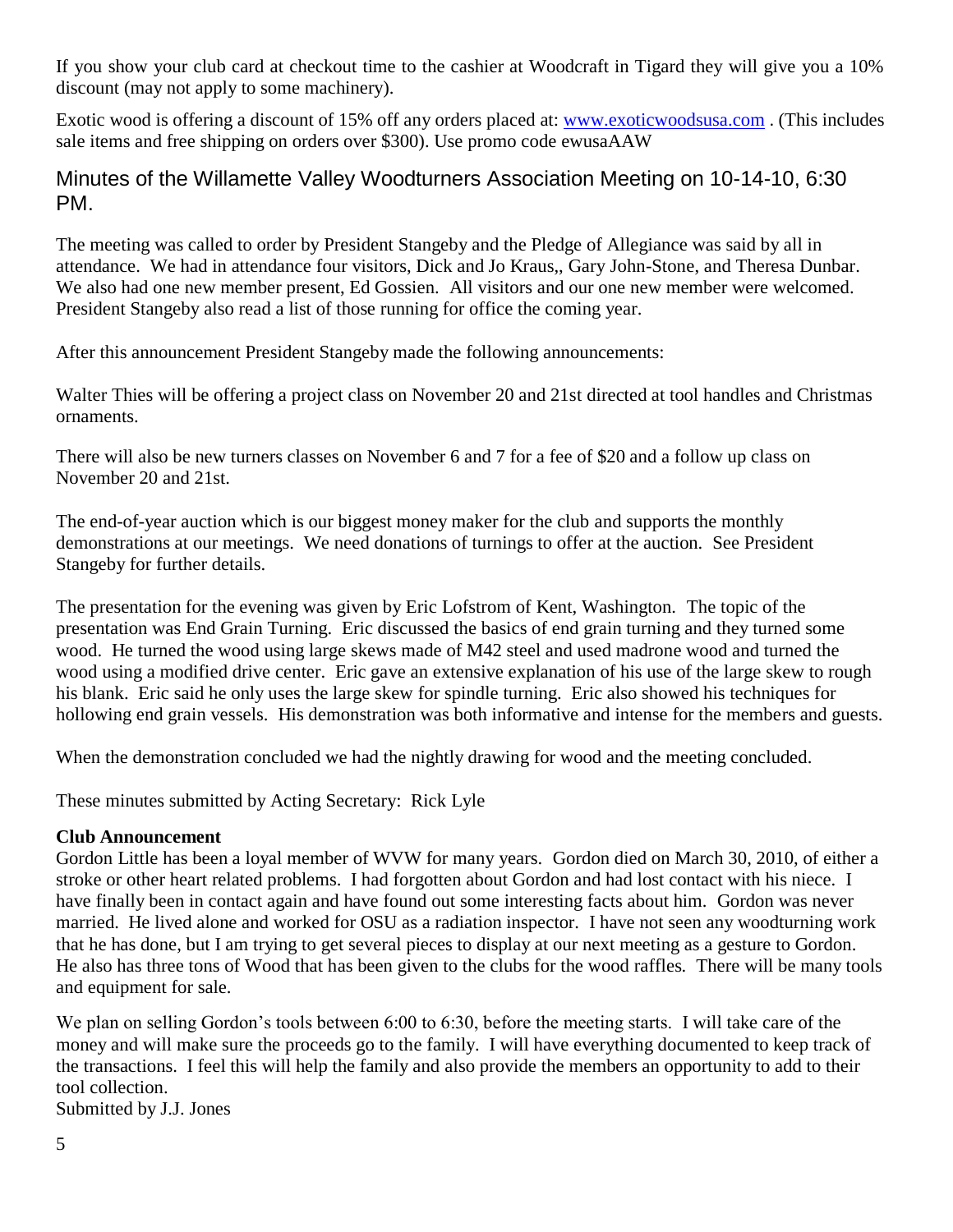If you show your club card at checkout time to the cashier at Woodcraft in Tigard they will give you a 10% discount (may not apply to some machinery).

Exotic wood is offering a discount of 15% off any orders placed at: [www.exoticwoodsusa.com](http://www.exoticwoodsusa.com) . (This includes sale items and free shipping on orders over $300). Use promo code ewusaAAW

## Minutes of the Willamette Valley Woodturners Association Meeting on 10-14-10, 6:30 PM.

The meeting was called to order by President Stangeby and the Pledge of Allegiance was said by all in attendance. We had in attendance four visitors, Dick and Jo Kraus,, Gary John-Stone, and Theresa Dunbar. We also had one new member present, Ed Gossien. All visitors and our one new member were welcomed. President Stangeby also read a list of those running for office the coming year.

After this announcement President Stangeby made the following announcements:

Walter Thies will be offering a project class on November 20 and 21st directed at tool handles and Christmas ornaments.

There will also be new turners classes on November 6 and 7 for a fee of $20 and a follow up class on November 20 and 21st.

The end-of-year auction which is our biggest money maker for the club and supports the monthly demonstrations at our meetings. We need donations of turnings to offer at the auction. See President Stangeby for further details.

The presentation for the evening was given by Eric Lofstrom of Kent, Washington. The topic of the presentation was End Grain Turning. Eric discussed the basics of end grain turning and they turned some wood. He turned the wood using large skews made of M42 steel and used madrone wood and turned the wood using a modified drive center. Eric gave an extensive explanation of his use of the large skew to rough his blank. Eric said he only uses the large skew for spindle turning. Eric also showed his techniques for hollowing end grain vessels. His demonstration was both informative and intense for the members and guests.

When the demonstration concluded we had the nightly drawing for wood and the meeting concluded.

These minutes submitted by Acting Secretary: Rick Lyle

**Club Announcement**

Gordon Little has been a loyal member of WVW for many years. Gordon died on March 30, 2010, of either a stroke or other heart related problems. I had forgotten about Gordon and had lost contact with his niece. I have finally been in contact again and have found out some interesting facts about him. Gordon was never married. He lived alone and worked for OSU as a radiation inspector. I have not seen any woodturning work that he has done, but I am trying to get several pieces to display at our next meeting as a gesture to Gordon. He also has three tons of Wood that has been given to the clubs for the wood raffles. There will be many tools and equipment for sale.

We plan on selling Gordon's tools between 6:00 to 6:30, before the meeting starts. I will take care of the money and will make sure the proceeds go to the family. I will have everything documented to keep track of the transactions. I feel this will help the family and also provide the members an opportunity to add to their tool collection.

Submitted by J.J. Jones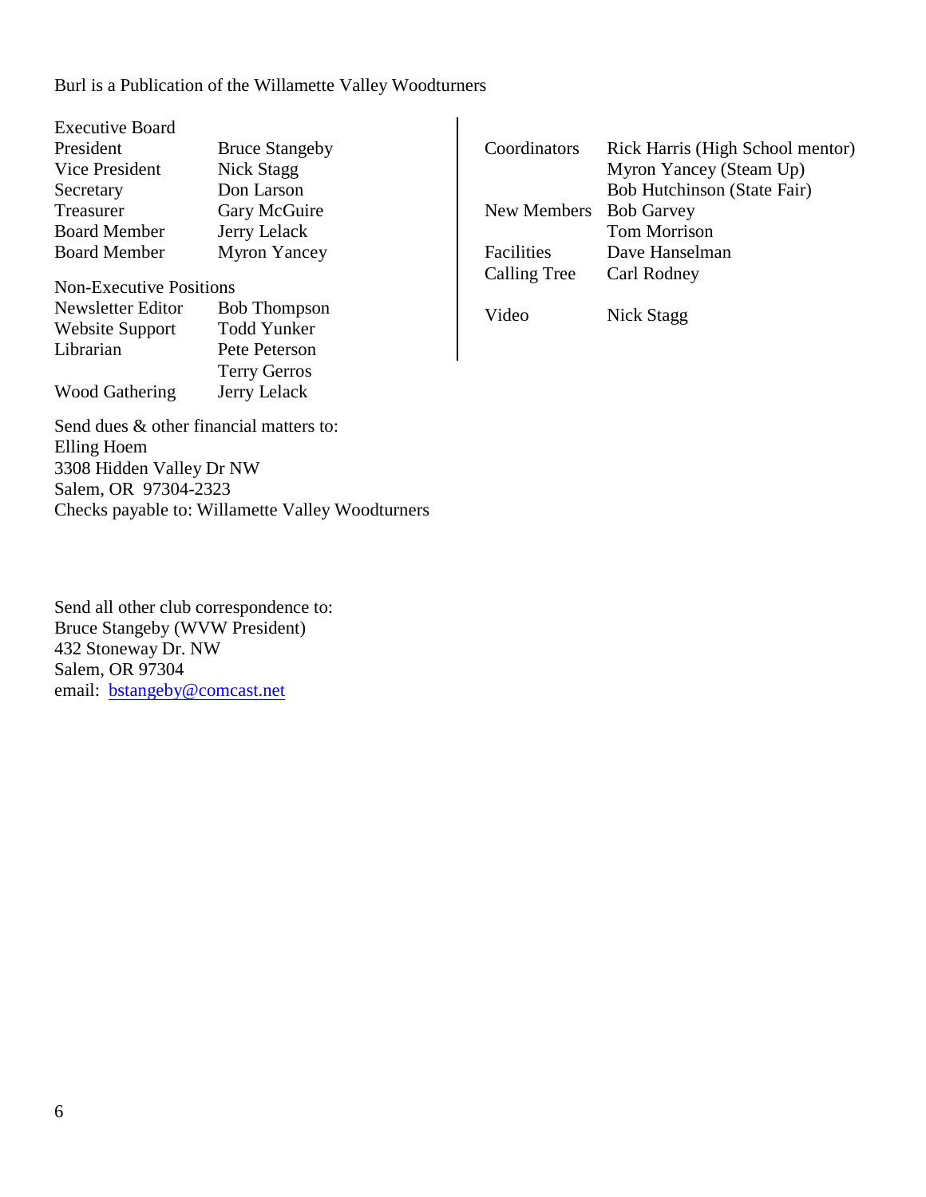Burl is a Publication of the Willamette Valley Woodturners

**Executive Board**

| | |
|---|---|
| President | Bruce Stangeby |
| Vice President | Nick Stagg |
| Secretary | Don Larson |
| Treasurer | Gary McGuire |
| Board Member | Jerry Lelack |
| Board Member | Myron Yancey |

**Non-Executive Positions**

| | |
|---|---|
| Newsletter Editor | Bob Thompson |
| Website Support | Todd Yunker |
| Librarian | Pete Peterson |
| | Terry Gerros |
| Wood Gathering | Jerry Lelack |

| | |
|---|---|
| Coordinators | Rick Harris (High School mentor) |
| | Myron Yancey (Steam Up) |
| | Bob Hutchinson (State Fair) |
| New Members | Bob Garvey |
| | Tom Morrison |
| Facilities | Dave Hanselman |
| Calling Tree | Carl Rodney |
| Video | Nick Stagg |

Send dues & other financial matters to:
Elling Hoem
3308 Hidden Valley Dr NW
Salem, OR 97304-2323
Checks payable to: Willamette Valley Woodturners

Send all other club correspondence to:
Bruce Stangeby (WVW President)
432 Stoneway Dr. NW
Salem, OR 97304
email: bstangeby@comcast.net